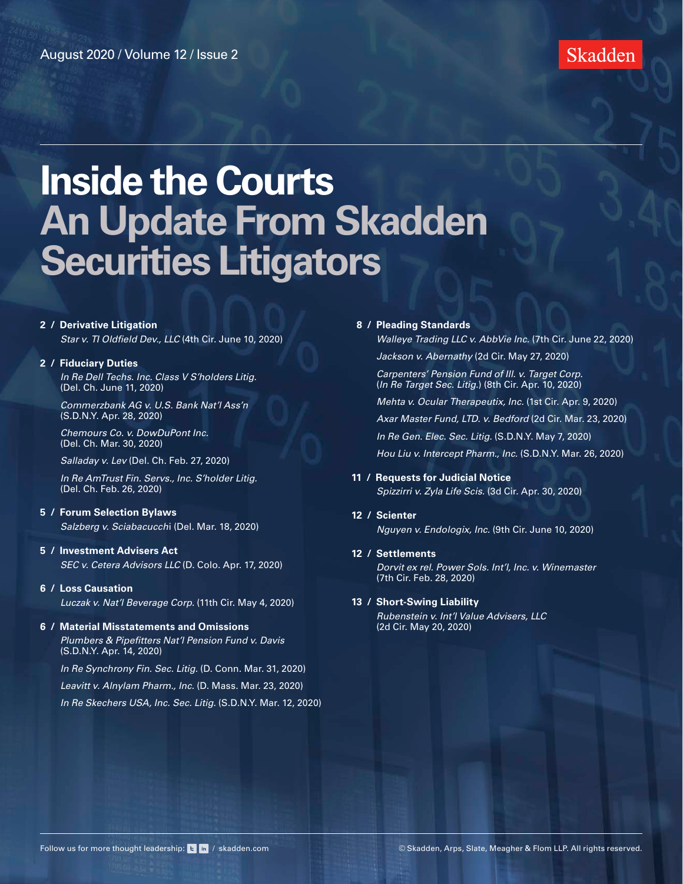August 2020 / Volume 12 / Issue 2

Skadden

# Inside the Courts
# An Update From Skadden Securities Litigators

**2 / Derivative Litigation**
*Star v. TI Oldfield Dev., LLC* (4th Cir. June 10, 2020)

**2 / Fiduciary Duties**
*In Re Dell Techs. Inc. Class V S'holders Litig.* (Del. Ch. June 11, 2020)

*Commerzbank AG v. U.S. Bank Nat'l Ass'n* (S.D.N.Y. Apr. 28, 2020)

*Chemours Co. v. DowDuPont Inc.* (Del. Ch. Mar. 30, 2020)

*Salladay v. Lev* (Del. Ch. Feb. 27, 2020)

*In Re AmTrust Fin. Servs., Inc. S'holder Litig.* (Del. Ch. Feb. 26, 2020)

**5 / Forum Selection Bylaws**
*Salzberg v. Sciabacucchi* (Del. Mar. 18, 2020)

**5 / Investment Advisers Act**
*SEC v. Cetera Advisors LLC* (D. Colo. Apr. 17, 2020)

**6 / Loss Causation**
*Luczak v. Nat'l Beverage Corp.* (11th Cir. May 4, 2020)

**6 / Material Misstatements and Omissions**
*Plumbers & Pipefitters Nat'l Pension Fund v. Davis* (S.D.N.Y. Apr. 14, 2020)

*In Re Synchrony Fin. Sec. Litig.* (D. Conn. Mar. 31, 2020)

*Leavitt v. Alnylam Pharm., Inc.* (D. Mass. Mar. 23, 2020)

*In Re Skechers USA, Inc. Sec. Litig.* (S.D.N.Y. Mar. 12, 2020)

**8 / Pleading Standards**
*Walleye Trading LLC v. AbbVie Inc.* (7th Cir. June 22, 2020)

*Jackson v. Abernathy* (2d Cir. May 27, 2020)

*Carpenters' Pension Fund of Ill. v. Target Corp.* (*In Re Target Sec. Litig.*) (8th Cir. Apr. 10, 2020)

*Mehta v. Ocular Therapeutix, Inc.* (1st Cir. Apr. 9, 2020)

*Axar Master Fund, LTD. v. Bedford* (2d Cir. Mar. 23, 2020)

*In Re Gen. Elec. Sec. Litig.* (S.D.N.Y. May 7, 2020)

*Hou Liu v. Intercept Pharm., Inc.* (S.D.N.Y. Mar. 26, 2020)

**11 / Requests for Judicial Notice**
*Spizzirri v. Zyla Life Scis.* (3d Cir. Apr. 30, 2020)

**12 / Scienter**
*Nguyen v. Endologix, Inc.* (9th Cir. June 10, 2020)

**12 / Settlements**
*Dorvit ex rel. Power Sols. Int'l, Inc. v. Winemaster* (7th Cir. Feb. 28, 2020)

**13 / Short-Swing Liability**
*Rubenstein v. Int'l Value Advisers, LLC* (2d Cir. May 20, 2020)

Follow us for more thought leadership: / skadden.com

© Skadden, Arps, Slate, Meagher & Flom LLP. All rights reserved.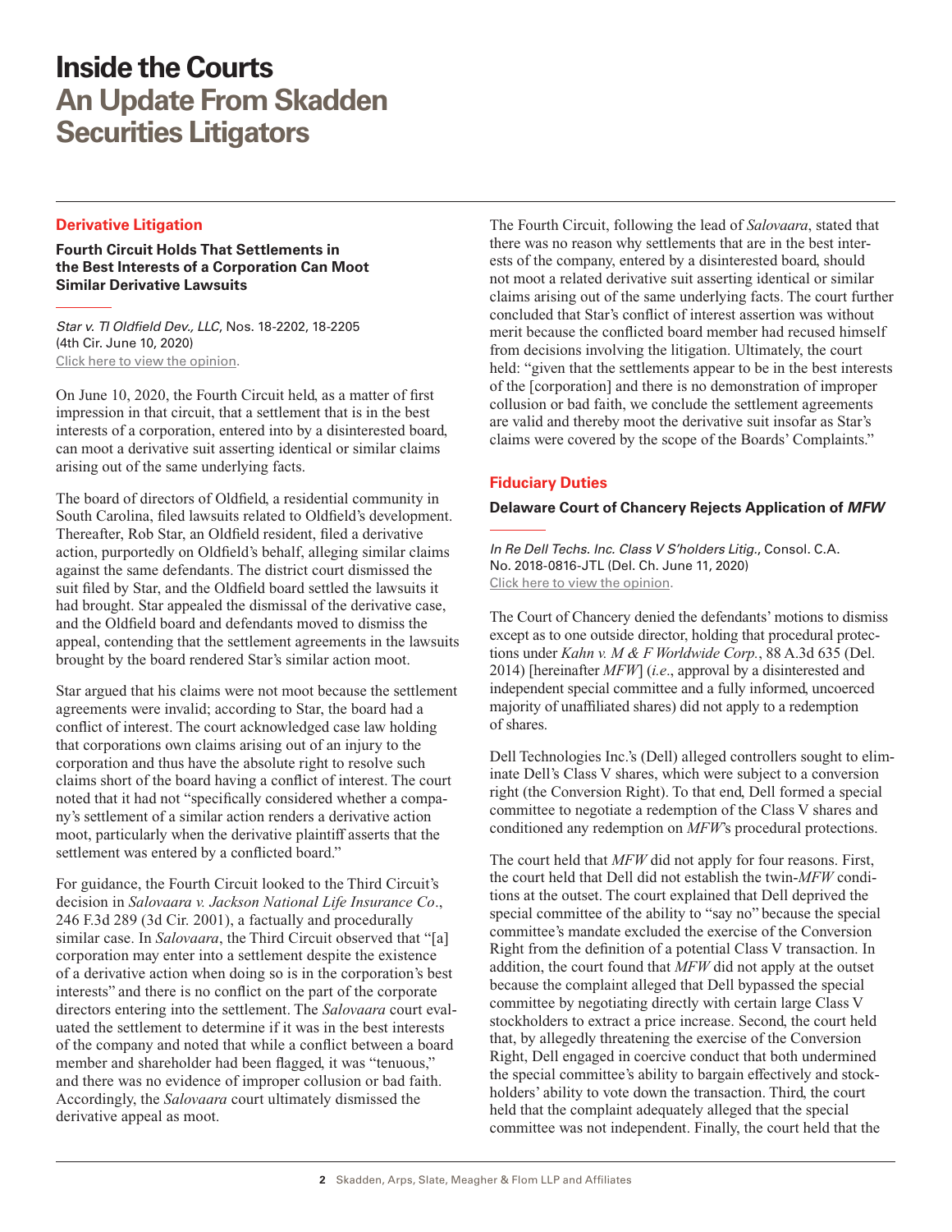# Inside the Courts
## An Update From Skadden Securities Litigators

## Derivative Litigation

### Fourth Circuit Holds That Settlements in the Best Interests of a Corporation Can Moot Similar Derivative Lawsuits

*Star v. TI Oldfield Dev., LLC*, Nos. 18-2202, 18-2205 (4th Cir. June 10, 2020)
Click here to view the opinion.

On June 10, 2020, the Fourth Circuit held, as a matter of first impression in that circuit, that a settlement that is in the best interests of a corporation, entered into by a disinterested board, can moot a derivative suit asserting identical or similar claims arising out of the same underlying facts.

The board of directors of Oldfield, a residential community in South Carolina, filed lawsuits related to Oldfield's development. Thereafter, Rob Star, an Oldfield resident, filed a derivative action, purportedly on Oldfield's behalf, alleging similar claims against the same defendants. The district court dismissed the suit filed by Star, and the Oldfield board settled the lawsuits it had brought. Star appealed the dismissal of the derivative case, and the Oldfield board and defendants moved to dismiss the appeal, contending that the settlement agreements in the lawsuits brought by the board rendered Star's similar action moot.

Star argued that his claims were not moot because the settlement agreements were invalid; according to Star, the board had a conflict of interest. The court acknowledged case law holding that corporations own claims arising out of an injury to the corporation and thus have the absolute right to resolve such claims short of the board having a conflict of interest. The court noted that it had not "specifically considered whether a company's settlement of a similar action renders a derivative action moot, particularly when the derivative plaintiff asserts that the settlement was entered by a conflicted board."

For guidance, the Fourth Circuit looked to the Third Circuit's decision in *Salovaara v. Jackson National Life Insurance Co*., 246 F.3d 289 (3d Cir. 2001), a factually and procedurally similar case. In *Salovaara*, the Third Circuit observed that "[a] corporation may enter into a settlement despite the existence of a derivative action when doing so is in the corporation's best interests" and there is no conflict on the part of the corporate directors entering into the settlement. The *Salovaara* court evaluated the settlement to determine if it was in the best interests of the company and noted that while a conflict between a board member and shareholder had been flagged, it was "tenuous," and there was no evidence of improper collusion or bad faith. Accordingly, the *Salovaara* court ultimately dismissed the derivative appeal as moot.

The Fourth Circuit, following the lead of *Salovaara*, stated that there was no reason why settlements that are in the best interests of the company, entered by a disinterested board, should not moot a related derivative suit asserting identical or similar claims arising out of the same underlying facts. The court further concluded that Star's conflict of interest assertion was without merit because the conflicted board member had recused himself from decisions involving the litigation. Ultimately, the court held: "given that the settlements appear to be in the best interests of the [corporation] and there is no demonstration of improper collusion or bad faith, we conclude the settlement agreements are valid and thereby moot the derivative suit insofar as Star's claims were covered by the scope of the Boards' Complaints."

## Fiduciary Duties

### Delaware Court of Chancery Rejects Application of *MFW*

*In Re Dell Techs. Inc. Class V S'holders Litig.*, Consol. C.A. No. 2018-0816-JTL (Del. Ch. June 11, 2020)
Click here to view the opinion.

The Court of Chancery denied the defendants' motions to dismiss except as to one outside director, holding that procedural protections under *Kahn v. M & F Worldwide Corp.*, 88 A.3d 635 (Del. 2014) [hereinafter *MFW*] (*i.e*., approval by a disinterested and independent special committee and a fully informed, uncoerced majority of unaffiliated shares) did not apply to a redemption of shares.

Dell Technologies Inc.'s (Dell) alleged controllers sought to eliminate Dell's Class V shares, which were subject to a conversion right (the Conversion Right). To that end, Dell formed a special committee to negotiate a redemption of the Class V shares and conditioned any redemption on *MFW*'s procedural protections.

The court held that *MFW* did not apply for four reasons. First, the court held that Dell did not establish the twin-*MFW* conditions at the outset. The court explained that Dell deprived the special committee of the ability to "say no" because the special committee's mandate excluded the exercise of the Conversion Right from the definition of a potential Class V transaction. In addition, the court found that *MFW* did not apply at the outset because the complaint alleged that Dell bypassed the special committee by negotiating directly with certain large Class V stockholders to extract a price increase. Second, the court held that, by allegedly threatening the exercise of the Conversion Right, Dell engaged in coercive conduct that both undermined the special committee's ability to bargain effectively and stockholders' ability to vote down the transaction. Third, the court held that the complaint adequately alleged that the special committee was not independent. Finally, the court held that the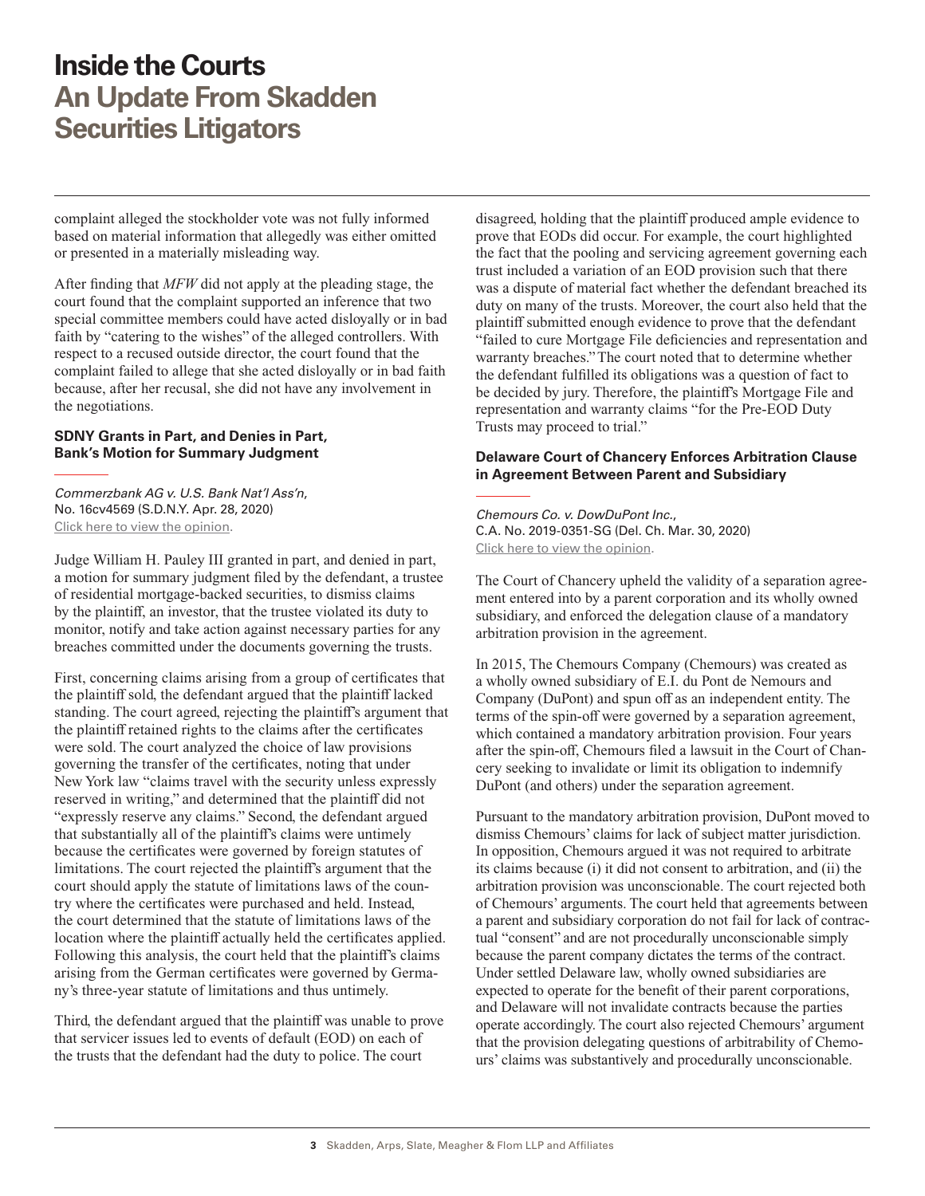complaint alleged the stockholder vote was not fully informed based on material information that allegedly was either omitted or presented in a materially misleading way.

After finding that *MFW* did not apply at the pleading stage, the court found that the complaint supported an inference that two special committee members could have acted disloyally or in bad faith by "catering to the wishes" of the alleged controllers. With respect to a recused outside director, the court found that the complaint failed to allege that she acted disloyally or in bad faith because, after her recusal, she did not have any involvement in the negotiations.

### SDNY Grants in Part, and Denies in Part, Bank's Motion for Summary Judgment

*Commerzbank AG v. U.S. Bank Nat'l Ass'n*,
No. 16cv4569 (S.D.N.Y. Apr. 28, 2020)
Click here to view the opinion.

Judge William H. Pauley III granted in part, and denied in part, a motion for summary judgment filed by the defendant, a trustee of residential mortgage-backed securities, to dismiss claims by the plaintiff, an investor, that the trustee violated its duty to monitor, notify and take action against necessary parties for any breaches committed under the documents governing the trusts.

First, concerning claims arising from a group of certificates that the plaintiff sold, the defendant argued that the plaintiff lacked standing. The court agreed, rejecting the plaintiff's argument that the plaintiff retained rights to the claims after the certificates were sold. The court analyzed the choice of law provisions governing the transfer of the certificates, noting that under New York law "claims travel with the security unless expressly reserved in writing," and determined that the plaintiff did not "expressly reserve any claims." Second, the defendant argued that substantially all of the plaintiff's claims were untimely because the certificates were governed by foreign statutes of limitations. The court rejected the plaintiff's argument that the court should apply the statute of limitations laws of the country where the certificates were purchased and held. Instead, the court determined that the statute of limitations laws of the location where the plaintiff actually held the certificates applied. Following this analysis, the court held that the plaintiff's claims arising from the German certificates were governed by Germany's three-year statute of limitations and thus untimely.

Third, the defendant argued that the plaintiff was unable to prove that servicer issues led to events of default (EOD) on each of the trusts that the defendant had the duty to police. The court disagreed, holding that the plaintiff produced ample evidence to prove that EODs did occur. For example, the court highlighted the fact that the pooling and servicing agreement governing each trust included a variation of an EOD provision such that there was a dispute of material fact whether the defendant breached its duty on many of the trusts. Moreover, the court also held that the plaintiff submitted enough evidence to prove that the defendant "failed to cure Mortgage File deficiencies and representation and warranty breaches." The court noted that to determine whether the defendant fulfilled its obligations was a question of fact to be decided by jury. Therefore, the plaintiff's Mortgage File and representation and warranty claims "for the Pre-EOD Duty Trusts may proceed to trial."

### Delaware Court of Chancery Enforces Arbitration Clause in Agreement Between Parent and Subsidiary

*Chemours Co. v. DowDuPont Inc.*,
C.A. No. 2019-0351-SG (Del. Ch. Mar. 30, 2020)
Click here to view the opinion.

The Court of Chancery upheld the validity of a separation agreement entered into by a parent corporation and its wholly owned subsidiary, and enforced the delegation clause of a mandatory arbitration provision in the agreement.

In 2015, The Chemours Company (Chemours) was created as a wholly owned subsidiary of E.I. du Pont de Nemours and Company (DuPont) and spun off as an independent entity. The terms of the spin-off were governed by a separation agreement, which contained a mandatory arbitration provision. Four years after the spin-off, Chemours filed a lawsuit in the Court of Chancery seeking to invalidate or limit its obligation to indemnify DuPont (and others) under the separation agreement.

Pursuant to the mandatory arbitration provision, DuPont moved to dismiss Chemours' claims for lack of subject matter jurisdiction. In opposition, Chemours argued it was not required to arbitrate its claims because (i) it did not consent to arbitration, and (ii) the arbitration provision was unconscionable. The court rejected both of Chemours' arguments. The court held that agreements between a parent and subsidiary corporation do not fail for lack of contractual "consent" and are not procedurally unconscionable simply because the parent company dictates the terms of the contract. Under settled Delaware law, wholly owned subsidiaries are expected to operate for the benefit of their parent corporations, and Delaware will not invalidate contracts because the parties operate accordingly. The court also rejected Chemours' argument that the provision delegating questions of arbitrability of Chemours' claims was substantively and procedurally unconscionable.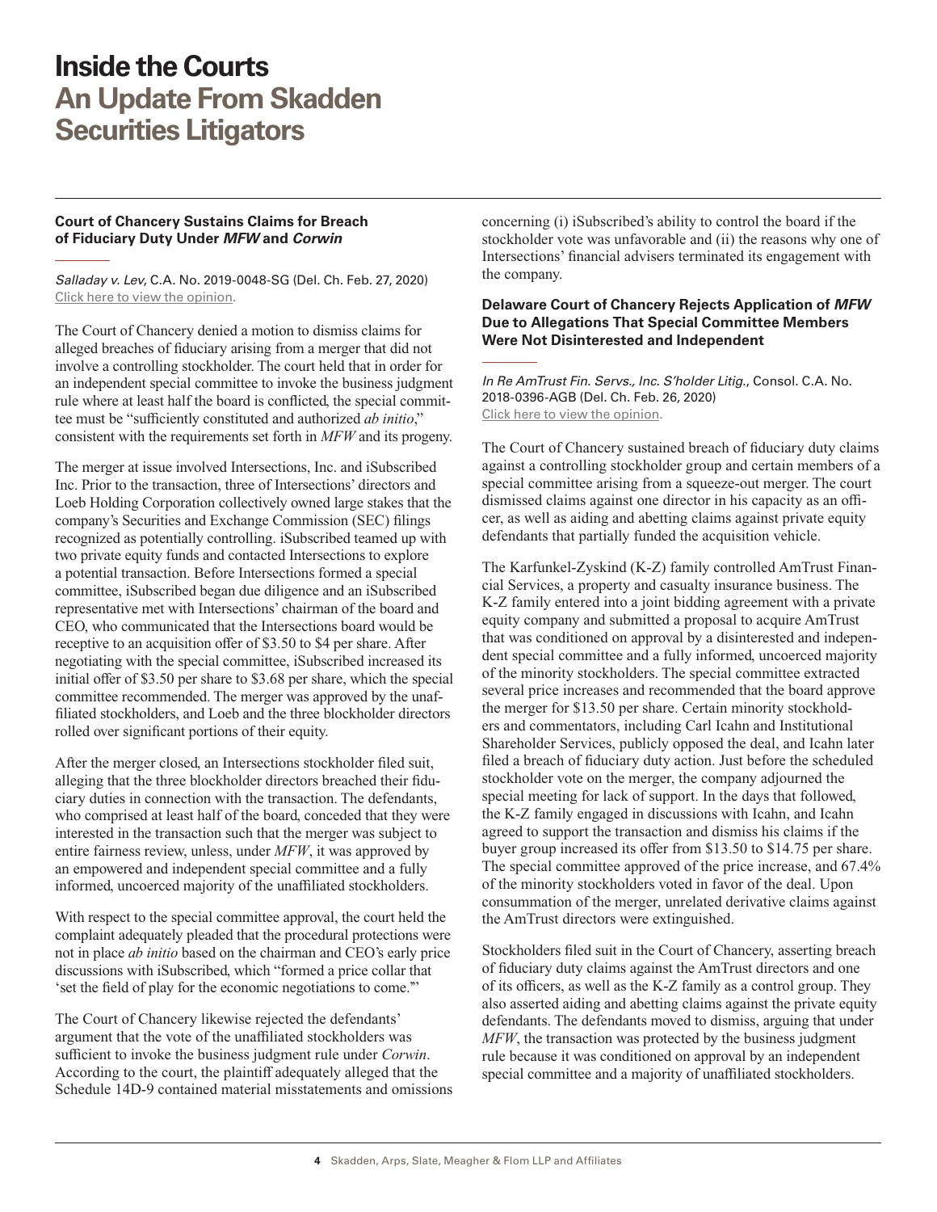# Inside the Courts
## An Update From Skadden Securities Litigators

### Court of Chancery Sustains Claims for Breach of Fiduciary Duty Under *MFW* and *Corwin*

*Salladay v. Lev*, C.A. No. 2019-0048-SG (Del. Ch. Feb. 27, 2020)
Click here to view the opinion.

The Court of Chancery denied a motion to dismiss claims for alleged breaches of fiduciary arising from a merger that did not involve a controlling stockholder. The court held that in order for an independent special committee to invoke the business judgment rule where at least half the board is conflicted, the special committee must be "sufficiently constituted and authorized *ab initio*," consistent with the requirements set forth in *MFW* and its progeny.

The merger at issue involved Intersections, Inc. and iSubscribed Inc. Prior to the transaction, three of Intersections' directors and Loeb Holding Corporation collectively owned large stakes that the company's Securities and Exchange Commission (SEC) filings recognized as potentially controlling. iSubscribed teamed up with two private equity funds and contacted Intersections to explore a potential transaction. Before Intersections formed a special committee, iSubscribed began due diligence and an iSubscribed representative met with Intersections' chairman of the board and CEO, who communicated that the Intersections board would be receptive to an acquisition offer of $3.50 to $4 per share. After negotiating with the special committee, iSubscribed increased its initial offer of $3.50 per share to $3.68 per share, which the special committee recommended. The merger was approved by the unaffiliated stockholders, and Loeb and the three blockholder directors rolled over significant portions of their equity.

After the merger closed, an Intersections stockholder filed suit, alleging that the three blockholder directors breached their fiduciary duties in connection with the transaction. The defendants, who comprised at least half of the board, conceded that they were interested in the transaction such that the merger was subject to entire fairness review, unless, under *MFW*, it was approved by an empowered and independent special committee and a fully informed, uncoerced majority of the unaffiliated stockholders.

With respect to the special committee approval, the court held the complaint adequately pleaded that the procedural protections were not in place *ab initio* based on the chairman and CEO's early price discussions with iSubscribed, which "formed a price collar that 'set the field of play for the economic negotiations to come.'"

The Court of Chancery likewise rejected the defendants' argument that the vote of the unaffiliated stockholders was sufficient to invoke the business judgment rule under *Corwin*. According to the court, the plaintiff adequately alleged that the Schedule 14D-9 contained material misstatements and omissions concerning (i) iSubscribed's ability to control the board if the stockholder vote was unfavorable and (ii) the reasons why one of Intersections' financial advisers terminated its engagement with the company.

### Delaware Court of Chancery Rejects Application of *MFW* Due to Allegations That Special Committee Members Were Not Disinterested and Independent

*In Re AmTrust Fin. Servs., Inc. S'holder Litig.*, Consol. C.A. No. 2018-0396-AGB (Del. Ch. Feb. 26, 2020)
Click here to view the opinion.

The Court of Chancery sustained breach of fiduciary duty claims against a controlling stockholder group and certain members of a special committee arising from a squeeze-out merger. The court dismissed claims against one director in his capacity as an officer, as well as aiding and abetting claims against private equity defendants that partially funded the acquisition vehicle.

The Karfunkel-Zyskind (K-Z) family controlled AmTrust Financial Services, a property and casualty insurance business. The K-Z family entered into a joint bidding agreement with a private equity company and submitted a proposal to acquire AmTrust that was conditioned on approval by a disinterested and independent special committee and a fully informed, uncoerced majority of the minority stockholders. The special committee extracted several price increases and recommended that the board approve the merger for $13.50 per share. Certain minority stockholders and commentators, including Carl Icahn and Institutional Shareholder Services, publicly opposed the deal, and Icahn later filed a breach of fiduciary duty action. Just before the scheduled stockholder vote on the merger, the company adjourned the special meeting for lack of support. In the days that followed, the K-Z family engaged in discussions with Icahn, and Icahn agreed to support the transaction and dismiss his claims if the buyer group increased its offer from $13.50 to $14.75 per share. The special committee approved of the price increase, and 67.4% of the minority stockholders voted in favor of the deal. Upon consummation of the merger, unrelated derivative claims against the AmTrust directors were extinguished.

Stockholders filed suit in the Court of Chancery, asserting breach of fiduciary duty claims against the AmTrust directors and one of its officers, as well as the K-Z family as a control group. They also asserted aiding and abetting claims against the private equity defendants. The defendants moved to dismiss, arguing that under *MFW*, the transaction was protected by the business judgment rule because it was conditioned on approval by an independent special committee and a majority of unaffiliated stockholders.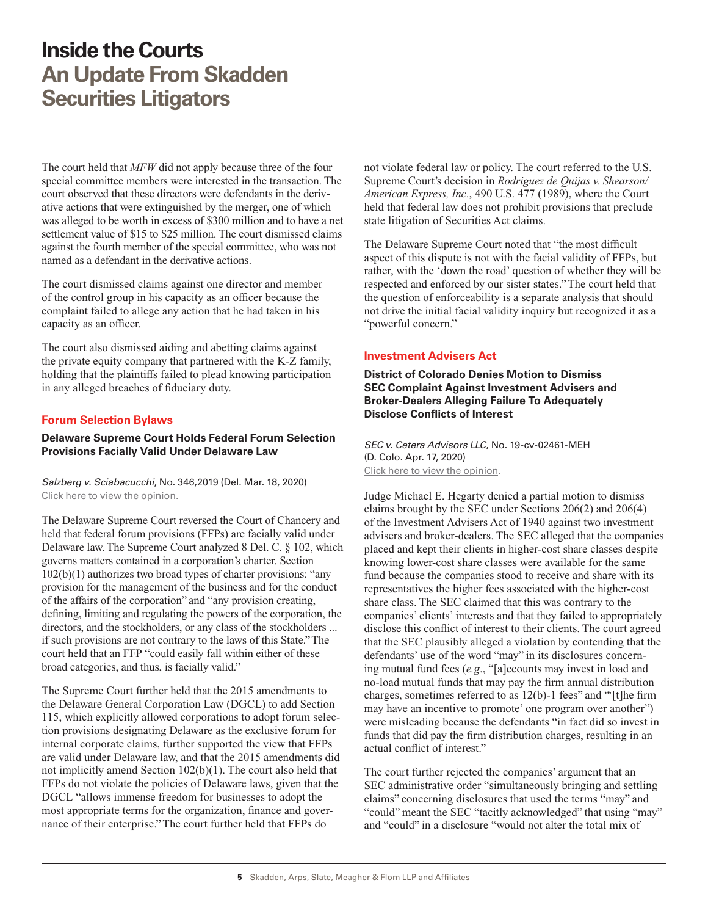The court held that *MFW* did not apply because three of the four special committee members were interested in the transaction. The court observed that these directors were defendants in the derivative actions that were extinguished by the merger, one of which was alleged to be worth in excess of $300 million and to have a net settlement value of $15 to $25 million. The court dismissed claims against the fourth member of the special committee, who was not named as a defendant in the derivative actions.

The court dismissed claims against one director and member of the control group in his capacity as an officer because the complaint failed to allege any action that he had taken in his capacity as an officer.

The court also dismissed aiding and abetting claims against the private equity company that partnered with the K-Z family, holding that the plaintiffs failed to plead knowing participation in any alleged breaches of fiduciary duty.

## Forum Selection Bylaws

### Delaware Supreme Court Holds Federal Forum Selection Provisions Facially Valid Under Delaware Law

*Salzberg v. Sciabacucchi*, No. 346,2019 (Del. Mar. 18, 2020)
Click here to view the opinion.

The Delaware Supreme Court reversed the Court of Chancery and held that federal forum provisions (FFPs) are facially valid under Delaware law. The Supreme Court analyzed 8 Del. C. § 102, which governs matters contained in a corporation's charter. Section 102(b)(1) authorizes two broad types of charter provisions: "any provision for the management of the business and for the conduct of the affairs of the corporation" and "any provision creating, defining, limiting and regulating the powers of the corporation, the directors, and the stockholders, or any class of the stockholders ... if such provisions are not contrary to the laws of this State." The court held that an FFP "could easily fall within either of these broad categories, and thus, is facially valid."

The Supreme Court further held that the 2015 amendments to the Delaware General Corporation Law (DGCL) to add Section 115, which explicitly allowed corporations to adopt forum selection provisions designating Delaware as the exclusive forum for internal corporate claims, further supported the view that FFPs are valid under Delaware law, and that the 2015 amendments did not implicitly amend Section 102(b)(1). The court also held that FFPs do not violate the policies of Delaware laws, given that the DGCL "allows immense freedom for businesses to adopt the most appropriate terms for the organization, finance and governance of their enterprise." The court further held that FFPs do not violate federal law or policy. The court referred to the U.S. Supreme Court's decision in *Rodriguez de Quijas v. Shearson/American Express, Inc*., 490 U.S. 477 (1989), where the Court held that federal law does not prohibit provisions that preclude state litigation of Securities Act claims.

The Delaware Supreme Court noted that "the most difficult aspect of this dispute is not with the facial validity of FFPs, but rather, with the 'down the road' question of whether they will be respected and enforced by our sister states." The court held that the question of enforceability is a separate analysis that should not drive the initial facial validity inquiry but recognized it as a "powerful concern."

## Investment Advisers Act

### District of Colorado Denies Motion to Dismiss SEC Complaint Against Investment Advisers and Broker-Dealers Alleging Failure To Adequately Disclose Conflicts of Interest

*SEC v. Cetera Advisors LLC*, No. 19-cv-02461-MEH (D. Colo. Apr. 17, 2020)
Click here to view the opinion.

Judge Michael E. Hegarty denied a partial motion to dismiss claims brought by the SEC under Sections 206(2) and 206(4) of the Investment Advisers Act of 1940 against two investment advisers and broker-dealers. The SEC alleged that the companies placed and kept their clients in higher-cost share classes despite knowing lower-cost share classes were available for the same fund because the companies stood to receive and share with its representatives the higher fees associated with the higher-cost share class. The SEC claimed that this was contrary to the companies' clients' interests and that they failed to appropriately disclose this conflict of interest to their clients. The court agreed that the SEC plausibly alleged a violation by contending that the defendants' use of the word "may" in its disclosures concerning mutual fund fees (*e.g*., "[a]ccounts may invest in load and no-load mutual funds that may pay the firm annual distribution charges, sometimes referred to as 12(b)-1 fees" and "'[t]he firm may have an incentive to promote' one program over another") were misleading because the defendants "in fact did so invest in funds that did pay the firm distribution charges, resulting in an actual conflict of interest."

The court further rejected the companies' argument that an SEC administrative order "simultaneously bringing and settling claims" concerning disclosures that used the terms "may" and "could" meant the SEC "tacitly acknowledged" that using "may" and "could" in a disclosure "would not alter the total mix of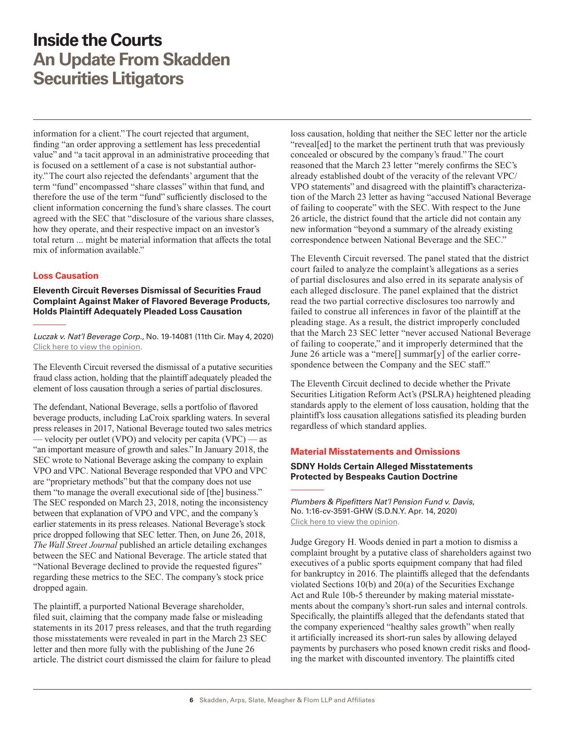information for a client." The court rejected that argument, finding "an order approving a settlement has less precedential value" and "a tacit approval in an administrative proceeding that is focused on a settlement of a case is not substantial authority." The court also rejected the defendants' argument that the term "fund" encompassed "share classes" within that fund, and therefore the use of the term "fund" sufficiently disclosed to the client information concerning the fund's share classes. The court agreed with the SEC that "disclosure of the various share classes, how they operate, and their respective impact on an investor's total return ... might be material information that affects the total mix of information available."

## Loss Causation

### Eleventh Circuit Reverses Dismissal of Securities Fraud Complaint Against Maker of Flavored Beverage Products, Holds Plaintiff Adequately Pleaded Loss Causation

*Luczak v. Nat'l Beverage Corp.*, No. 19-14081 (11th Cir. May 4, 2020)
Click here to view the opinion.

The Eleventh Circuit reversed the dismissal of a putative securities fraud class action, holding that the plaintiff adequately pleaded the element of loss causation through a series of partial disclosures.

The defendant, National Beverage, sells a portfolio of flavored beverage products, including LaCroix sparkling waters. In several press releases in 2017, National Beverage touted two sales metrics — velocity per outlet (VPO) and velocity per capita (VPC) — as "an important measure of growth and sales." In January 2018, the SEC wrote to National Beverage asking the company to explain VPO and VPC. National Beverage responded that VPO and VPC are "proprietary methods" but that the company does not use them "to manage the overall executional side of [the] business." The SEC responded on March 23, 2018, noting the inconsistency between that explanation of VPO and VPC, and the company's earlier statements in its press releases. National Beverage's stock price dropped following that SEC letter. Then, on June 26, 2018, *The Wall Street Journal* published an article detailing exchanges between the SEC and National Beverage. The article stated that "National Beverage declined to provide the requested figures" regarding these metrics to the SEC. The company's stock price dropped again.

The plaintiff, a purported National Beverage shareholder, filed suit, claiming that the company made false or misleading statements in its 2017 press releases, and that the truth regarding those misstatements were revealed in part in the March 23 SEC letter and then more fully with the publishing of the June 26 article. The district court dismissed the claim for failure to plead loss causation, holding that neither the SEC letter nor the article "reveal[ed] to the market the pertinent truth that was previously concealed or obscured by the company's fraud." The court reasoned that the March 23 letter "merely confirms the SEC's already established doubt of the veracity of the relevant VPC/VPO statements" and disagreed with the plaintiff's characterization of the March 23 letter as having "accused National Beverage of failing to cooperate" with the SEC. With respect to the June 26 article, the district found that the article did not contain any new information "beyond a summary of the already existing correspondence between National Beverage and the SEC."

The Eleventh Circuit reversed. The panel stated that the district court failed to analyze the complaint's allegations as a series of partial disclosures and also erred in its separate analysis of each alleged disclosure. The panel explained that the district read the two partial corrective disclosures too narrowly and failed to construe all inferences in favor of the plaintiff at the pleading stage. As a result, the district improperly concluded that the March 23 SEC letter "never accused National Beverage of failing to cooperate," and it improperly determined that the June 26 article was a "mere[] summar[y] of the earlier correspondence between the Company and the SEC staff."

The Eleventh Circuit declined to decide whether the Private Securities Litigation Reform Act's (PSLRA) heightened pleading standards apply to the element of loss causation, holding that the plaintiff's loss causation allegations satisfied its pleading burden regardless of which standard applies.

## Material Misstatements and Omissions

### SDNY Holds Certain Alleged Misstatements Protected by Bespeaks Caution Doctrine

*Plumbers & Pipefitters Nat'l Pension Fund v. Davis*, No. 1:16-cv-3591-GHW (S.D.N.Y. Apr. 14, 2020)
Click here to view the opinion.

Judge Gregory H. Woods denied in part a motion to dismiss a complaint brought by a putative class of shareholders against two executives of a public sports equipment company that had filed for bankruptcy in 2016. The plaintiffs alleged that the defendants violated Sections 10(b) and 20(a) of the Securities Exchange Act and Rule 10b-5 thereunder by making material misstatements about the company's short-run sales and internal controls. Specifically, the plaintiffs alleged that the defendants stated that the company experienced "healthy sales growth" when really it artificially increased its short-run sales by allowing delayed payments by purchasers who posed known credit risks and flooding the market with discounted inventory. The plaintiffs cited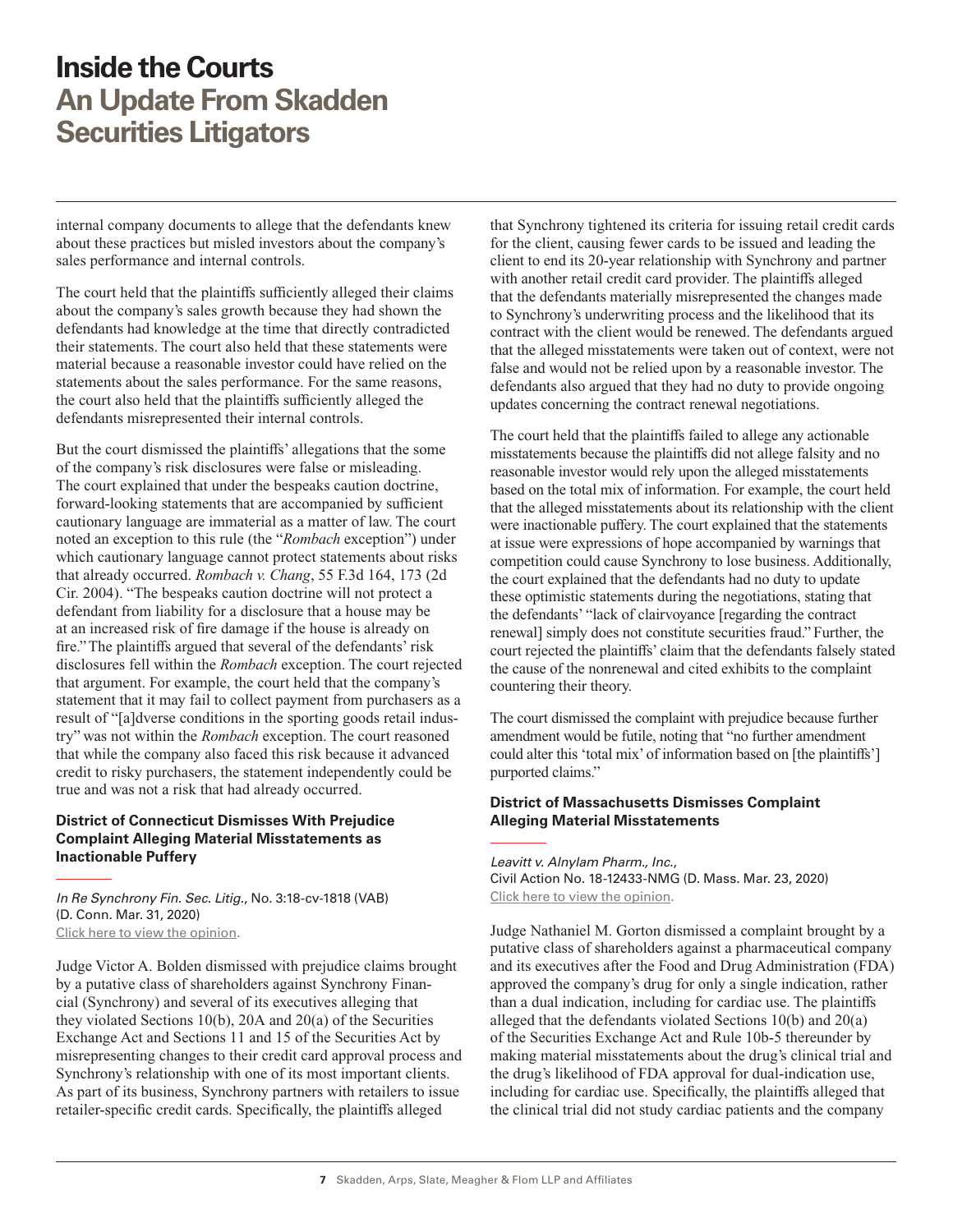internal company documents to allege that the defendants knew about these practices but misled investors about the company's sales performance and internal controls.

The court held that the plaintiffs sufficiently alleged their claims about the company's sales growth because they had shown the defendants had knowledge at the time that directly contradicted their statements. The court also held that these statements were material because a reasonable investor could have relied on the statements about the sales performance. For the same reasons, the court also held that the plaintiffs sufficiently alleged the defendants misrepresented their internal controls.

But the court dismissed the plaintiffs' allegations that the some of the company's risk disclosures were false or misleading. The court explained that under the bespeaks caution doctrine, forward-looking statements that are accompanied by sufficient cautionary language are immaterial as a matter of law. The court noted an exception to this rule (the "*Rombach* exception") under which cautionary language cannot protect statements about risks that already occurred. *Rombach v. Chang*, 55 F.3d 164, 173 (2d Cir. 2004). "The bespeaks caution doctrine will not protect a defendant from liability for a disclosure that a house may be at an increased risk of fire damage if the house is already on fire." The plaintiffs argued that several of the defendants' risk disclosures fell within the *Rombach* exception. The court rejected that argument. For example, the court held that the company's statement that it may fail to collect payment from purchasers as a result of "[a]dverse conditions in the sporting goods retail industry" was not within the *Rombach* exception. The court reasoned that while the company also faced this risk because it advanced credit to risky purchasers, the statement independently could be true and was not a risk that had already occurred.

### District of Connecticut Dismisses With Prejudice Complaint Alleging Material Misstatements as Inactionable Puffery

*In Re Synchrony Fin. Sec. Litig.*, No. 3:18-cv-1818 (VAB) (D. Conn. Mar. 31, 2020)
Click here to view the opinion.

Judge Victor A. Bolden dismissed with prejudice claims brought by a putative class of shareholders against Synchrony Financial (Synchrony) and several of its executives alleging that they violated Sections 10(b), 20A and 20(a) of the Securities Exchange Act and Sections 11 and 15 of the Securities Act by misrepresenting changes to their credit card approval process and Synchrony's relationship with one of its most important clients. As part of its business, Synchrony partners with retailers to issue retailer-specific credit cards. Specifically, the plaintiffs alleged that Synchrony tightened its criteria for issuing retail credit cards for the client, causing fewer cards to be issued and leading the client to end its 20-year relationship with Synchrony and partner with another retail credit card provider. The plaintiffs alleged that the defendants materially misrepresented the changes made to Synchrony's underwriting process and the likelihood that its contract with the client would be renewed. The defendants argued that the alleged misstatements were taken out of context, were not false and would not be relied upon by a reasonable investor. The defendants also argued that they had no duty to provide ongoing updates concerning the contract renewal negotiations.

The court held that the plaintiffs failed to allege any actionable misstatements because the plaintiffs did not allege falsity and no reasonable investor would rely upon the alleged misstatements based on the total mix of information. For example, the court held that the alleged misstatements about its relationship with the client were inactionable puffery. The court explained that the statements at issue were expressions of hope accompanied by warnings that competition could cause Synchrony to lose business. Additionally, the court explained that the defendants had no duty to update these optimistic statements during the negotiations, stating that the defendants' "lack of clairvoyance [regarding the contract renewal] simply does not constitute securities fraud." Further, the court rejected the plaintiffs' claim that the defendants falsely stated the cause of the nonrenewal and cited exhibits to the complaint countering their theory.

The court dismissed the complaint with prejudice because further amendment would be futile, noting that "no further amendment could alter this 'total mix' of information based on [the plaintiffs'] purported claims."

### District of Massachusetts Dismisses Complaint Alleging Material Misstatements

*Leavitt v. Alnylam Pharm., Inc.*,
Civil Action No. 18-12433-NMG (D. Mass. Mar. 23, 2020)
Click here to view the opinion.

Judge Nathaniel M. Gorton dismissed a complaint brought by a putative class of shareholders against a pharmaceutical company and its executives after the Food and Drug Administration (FDA) approved the company's drug for only a single indication, rather than a dual indication, including for cardiac use. The plaintiffs alleged that the defendants violated Sections 10(b) and 20(a) of the Securities Exchange Act and Rule 10b-5 thereunder by making material misstatements about the drug's clinical trial and the drug's likelihood of FDA approval for dual-indication use, including for cardiac use. Specifically, the plaintiffs alleged that the clinical trial did not study cardiac patients and the company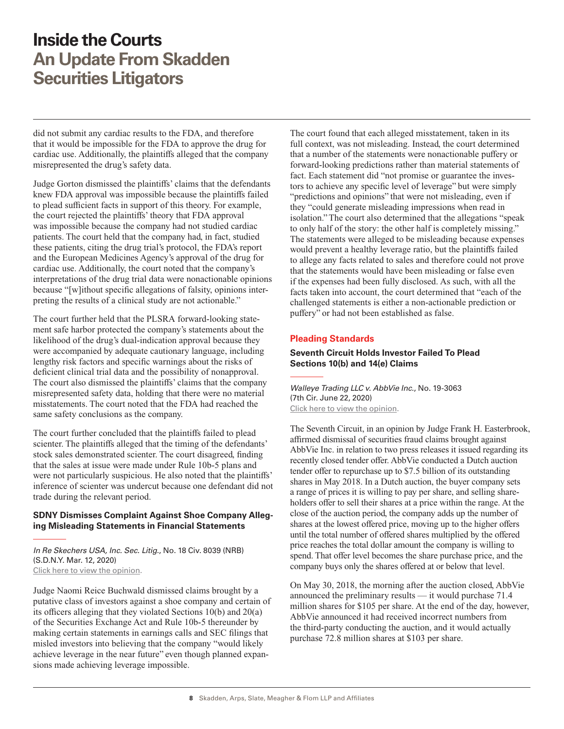did not submit any cardiac results to the FDA, and therefore that it would be impossible for the FDA to approve the drug for cardiac use. Additionally, the plaintiffs alleged that the company misrepresented the drug's safety data.

Judge Gorton dismissed the plaintiffs' claims that the defendants knew FDA approval was impossible because the plaintiffs failed to plead sufficient facts in support of this theory. For example, the court rejected the plaintiffs' theory that FDA approval was impossible because the company had not studied cardiac patients. The court held that the company had, in fact, studied these patients, citing the drug trial's protocol, the FDA's report and the European Medicines Agency's approval of the drug for cardiac use. Additionally, the court noted that the company's interpretations of the drug trial data were nonactionable opinions because "[w]ithout specific allegations of falsity, opinions interpreting the results of a clinical study are not actionable."

The court further held that the PLSRA forward-looking statement safe harbor protected the company's statements about the likelihood of the drug's dual-indication approval because they were accompanied by adequate cautionary language, including lengthy risk factors and specific warnings about the risks of deficient clinical trial data and the possibility of nonapproval. The court also dismissed the plaintiffs' claims that the company misrepresented safety data, holding that there were no material misstatements. The court noted that the FDA had reached the same safety conclusions as the company.

The court further concluded that the plaintiffs failed to plead scienter. The plaintiffs alleged that the timing of the defendants' stock sales demonstrated scienter. The court disagreed, finding that the sales at issue were made under Rule 10b-5 plans and were not particularly suspicious. He also noted that the plaintiffs' inference of scienter was undercut because one defendant did not trade during the relevant period.

### SDNY Dismisses Complaint Against Shoe Company Alleging Misleading Statements in Financial Statements

*In Re Skechers USA, Inc. Sec. Litig.*, No. 18 Civ. 8039 (NRB) (S.D.N.Y. Mar. 12, 2020)
Click here to view the opinion.

Judge Naomi Reice Buchwald dismissed claims brought by a putative class of investors against a shoe company and certain of its officers alleging that they violated Sections 10(b) and 20(a) of the Securities Exchange Act and Rule 10b-5 thereunder by making certain statements in earnings calls and SEC filings that misled investors into believing that the company "would likely achieve leverage in the near future" even though planned expansions made achieving leverage impossible.

The court found that each alleged misstatement, taken in its full context, was not misleading. Instead, the court determined that a number of the statements were nonactionable puffery or forward-looking predictions rather than material statements of fact. Each statement did "not promise or guarantee the investors to achieve any specific level of leverage" but were simply "predictions and opinions" that were not misleading, even if they "could generate misleading impressions when read in isolation." The court also determined that the allegations "speak to only half of the story: the other half is completely missing." The statements were alleged to be misleading because expenses would prevent a healthy leverage ratio, but the plaintiffs failed to allege any facts related to sales and therefore could not prove that the statements would have been misleading or false even if the expenses had been fully disclosed. As such, with all the facts taken into account, the court determined that "each of the challenged statements is either a non-actionable prediction or puffery" or had not been established as false.

## Pleading Standards

### Seventh Circuit Holds Investor Failed To Plead Sections 10(b) and 14(e) Claims

*Walleye Trading LLC v. AbbVie Inc.*, No. 19-3063 (7th Cir. June 22, 2020)
Click here to view the opinion.

The Seventh Circuit, in an opinion by Judge Frank H. Easterbrook, affirmed dismissal of securities fraud claims brought against AbbVie Inc. in relation to two press releases it issued regarding its recently closed tender offer. AbbVie conducted a Dutch auction tender offer to repurchase up to $7.5 billion of its outstanding shares in May 2018. In a Dutch auction, the buyer company sets a range of prices it is willing to pay per share, and selling shareholders offer to sell their shares at a price within the range. At the close of the auction period, the company adds up the number of shares at the lowest offered price, moving up to the higher offers until the total number of offered shares multiplied by the offered price reaches the total dollar amount the company is willing to spend. That offer level becomes the share purchase price, and the company buys only the shares offered at or below that level.

On May 30, 2018, the morning after the auction closed, AbbVie announced the preliminary results — it would purchase 71.4 million shares for $105 per share. At the end of the day, however, AbbVie announced it had received incorrect numbers from the third-party conducting the auction, and it would actually purchase 72.8 million shares at $103 per share.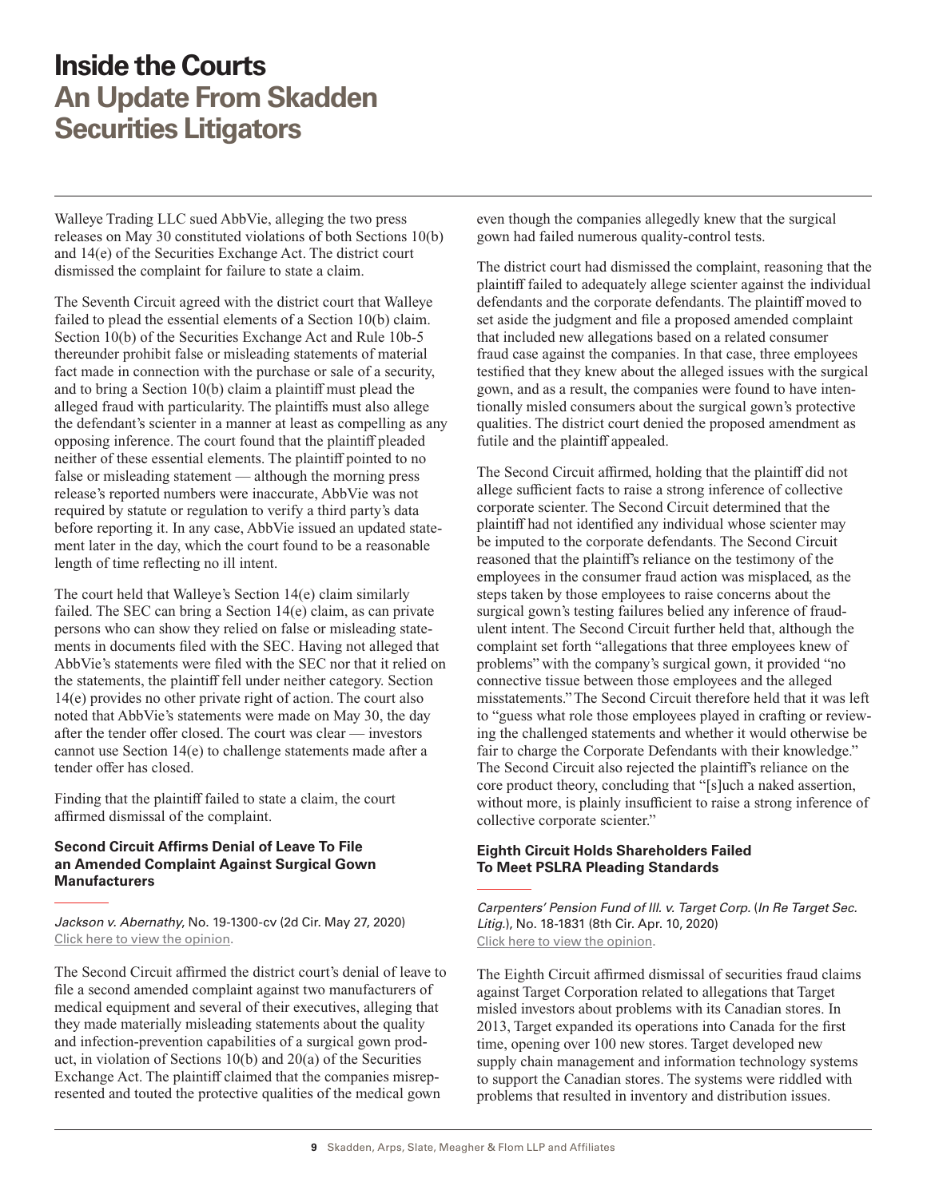# Inside the Courts
## An Update From Skadden Securities Litigators

Walleye Trading LLC sued AbbVie, alleging the two press releases on May 30 constituted violations of both Sections 10(b) and 14(e) of the Securities Exchange Act. The district court dismissed the complaint for failure to state a claim.

The Seventh Circuit agreed with the district court that Walleye failed to plead the essential elements of a Section 10(b) claim. Section 10(b) of the Securities Exchange Act and Rule 10b-5 thereunder prohibit false or misleading statements of material fact made in connection with the purchase or sale of a security, and to bring a Section 10(b) claim a plaintiff must plead the alleged fraud with particularity. The plaintiffs must also allege the defendant's scienter in a manner at least as compelling as any opposing inference. The court found that the plaintiff pleaded neither of these essential elements. The plaintiff pointed to no false or misleading statement — although the morning press release's reported numbers were inaccurate, AbbVie was not required by statute or regulation to verify a third party's data before reporting it. In any case, AbbVie issued an updated statement later in the day, which the court found to be a reasonable length of time reflecting no ill intent.

The court held that Walleye's Section 14(e) claim similarly failed. The SEC can bring a Section 14(e) claim, as can private persons who can show they relied on false or misleading statements in documents filed with the SEC. Having not alleged that AbbVie's statements were filed with the SEC nor that it relied on the statements, the plaintiff fell under neither category. Section 14(e) provides no other private right of action. The court also noted that AbbVie's statements were made on May 30, the day after the tender offer closed. The court was clear — investors cannot use Section 14(e) to challenge statements made after a tender offer has closed.

Finding that the plaintiff failed to state a claim, the court affirmed dismissal of the complaint.

### Second Circuit Affirms Denial of Leave To File an Amended Complaint Against Surgical Gown Manufacturers

*Jackson v. Abernathy,* No. 19-1300-cv (2d Cir. May 27, 2020)
Click here to view the opinion.

The Second Circuit affirmed the district court's denial of leave to file a second amended complaint against two manufacturers of medical equipment and several of their executives, alleging that they made materially misleading statements about the quality and infection-prevention capabilities of a surgical gown product, in violation of Sections 10(b) and 20(a) of the Securities Exchange Act. The plaintiff claimed that the companies misrepresented and touted the protective qualities of the medical gown even though the companies allegedly knew that the surgical gown had failed numerous quality-control tests.

The district court had dismissed the complaint, reasoning that the plaintiff failed to adequately allege scienter against the individual defendants and the corporate defendants. The plaintiff moved to set aside the judgment and file a proposed amended complaint that included new allegations based on a related consumer fraud case against the companies. In that case, three employees testified that they knew about the alleged issues with the surgical gown, and as a result, the companies were found to have intentionally misled consumers about the surgical gown's protective qualities. The district court denied the proposed amendment as futile and the plaintiff appealed.

The Second Circuit affirmed, holding that the plaintiff did not allege sufficient facts to raise a strong inference of collective corporate scienter. The Second Circuit determined that the plaintiff had not identified any individual whose scienter may be imputed to the corporate defendants. The Second Circuit reasoned that the plaintiff's reliance on the testimony of the employees in the consumer fraud action was misplaced, as the steps taken by those employees to raise concerns about the surgical gown's testing failures belied any inference of fraudulent intent. The Second Circuit further held that, although the complaint set forth "allegations that three employees knew of problems" with the company's surgical gown, it provided "no connective tissue between those employees and the alleged misstatements." The Second Circuit therefore held that it was left to "guess what role those employees played in crafting or reviewing the challenged statements and whether it would otherwise be fair to charge the Corporate Defendants with their knowledge." The Second Circuit also rejected the plaintiff's reliance on the core product theory, concluding that "[s]uch a naked assertion, without more, is plainly insufficient to raise a strong inference of collective corporate scienter."

### Eighth Circuit Holds Shareholders Failed To Meet PSLRA Pleading Standards

*Carpenters' Pension Fund of Ill. v. Target Corp.* (*In Re Target Sec. Litig.*), No. 18-1831 (8th Cir. Apr. 10, 2020)
Click here to view the opinion.

The Eighth Circuit affirmed dismissal of securities fraud claims against Target Corporation related to allegations that Target misled investors about problems with its Canadian stores. In 2013, Target expanded its operations into Canada for the first time, opening over 100 new stores. Target developed new supply chain management and information technology systems to support the Canadian stores. The systems were riddled with problems that resulted in inventory and distribution issues.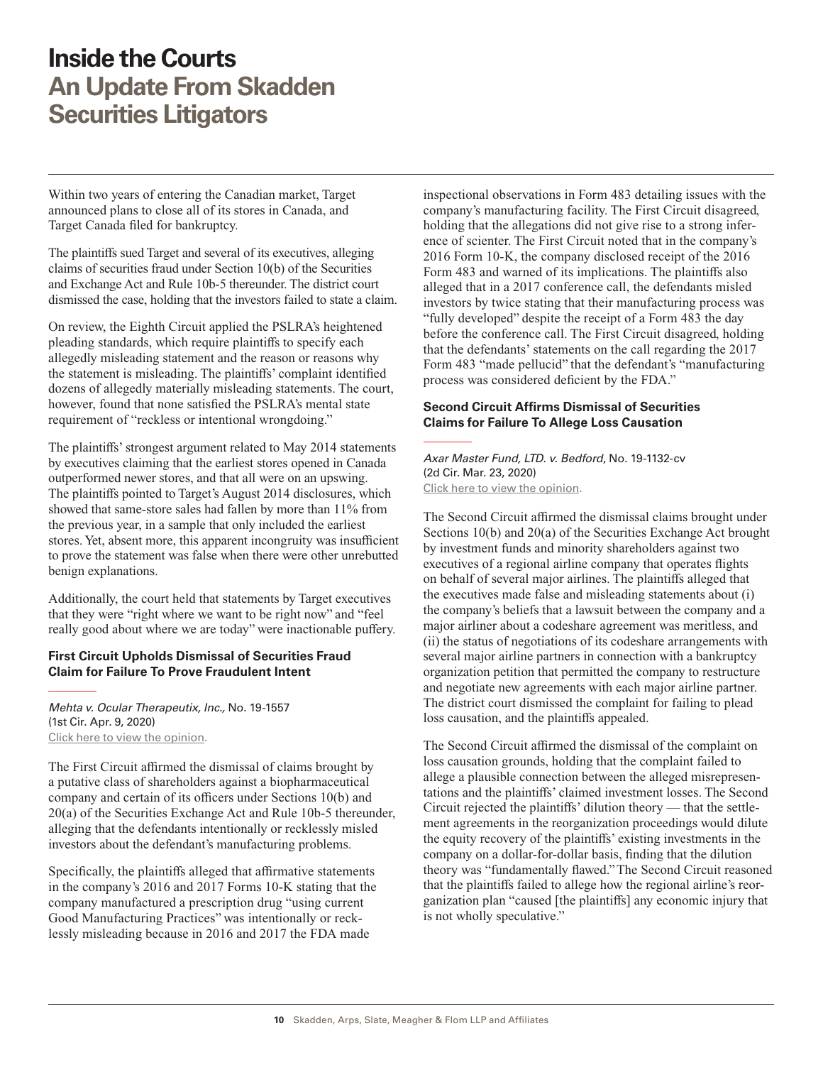Within two years of entering the Canadian market, Target announced plans to close all of its stores in Canada, and Target Canada filed for bankruptcy.

The plaintiffs sued Target and several of its executives, alleging claims of securities fraud under Section 10(b) of the Securities and Exchange Act and Rule 10b-5 thereunder. The district court dismissed the case, holding that the investors failed to state a claim.

On review, the Eighth Circuit applied the PSLRA's heightened pleading standards, which require plaintiffs to specify each allegedly misleading statement and the reason or reasons why the statement is misleading. The plaintiffs' complaint identified dozens of allegedly materially misleading statements. The court, however, found that none satisfied the PSLRA's mental state requirement of "reckless or intentional wrongdoing."

The plaintiffs' strongest argument related to May 2014 statements by executives claiming that the earliest stores opened in Canada outperformed newer stores, and that all were on an upswing. The plaintiffs pointed to Target's August 2014 disclosures, which showed that same-store sales had fallen by more than 11% from the previous year, in a sample that only included the earliest stores. Yet, absent more, this apparent incongruity was insufficient to prove the statement was false when there were other unrebutted benign explanations.

Additionally, the court held that statements by Target executives that they were "right where we want to be right now" and "feel really good about where we are today" were inactionable puffery.

### First Circuit Upholds Dismissal of Securities Fraud Claim for Failure To Prove Fraudulent Intent

*Mehta v. Ocular Therapeutix, Inc.,* No. 19-1557 (1st Cir. Apr. 9, 2020)
Click here to view the opinion.

The First Circuit affirmed the dismissal of claims brought by a putative class of shareholders against a biopharmaceutical company and certain of its officers under Sections 10(b) and 20(a) of the Securities Exchange Act and Rule 10b-5 thereunder, alleging that the defendants intentionally or recklessly misled investors about the defendant's manufacturing problems.

Specifically, the plaintiffs alleged that affirmative statements in the company's 2016 and 2017 Forms 10-K stating that the company manufactured a prescription drug "using current Good Manufacturing Practices" was intentionally or recklessly misleading because in 2016 and 2017 the FDA made inspectional observations in Form 483 detailing issues with the company's manufacturing facility. The First Circuit disagreed, holding that the allegations did not give rise to a strong inference of scienter. The First Circuit noted that in the company's 2016 Form 10-K, the company disclosed receipt of the 2016 Form 483 and warned of its implications. The plaintiffs also alleged that in a 2017 conference call, the defendants misled investors by twice stating that their manufacturing process was "fully developed" despite the receipt of a Form 483 the day before the conference call. The First Circuit disagreed, holding that the defendants' statements on the call regarding the 2017 Form 483 "made pellucid" that the defendant's "manufacturing process was considered deficient by the FDA."

### Second Circuit Affirms Dismissal of Securities Claims for Failure To Allege Loss Causation

*Axar Master Fund, LTD. v. Bedford*, No. 19-1132-cv (2d Cir. Mar. 23, 2020)
Click here to view the opinion.

The Second Circuit affirmed the dismissal claims brought under Sections 10(b) and 20(a) of the Securities Exchange Act brought by investment funds and minority shareholders against two executives of a regional airline company that operates flights on behalf of several major airlines. The plaintiffs alleged that the executives made false and misleading statements about (i) the company's beliefs that a lawsuit between the company and a major airliner about a codeshare agreement was meritless, and (ii) the status of negotiations of its codeshare arrangements with several major airline partners in connection with a bankruptcy organization petition that permitted the company to restructure and negotiate new agreements with each major airline partner. The district court dismissed the complaint for failing to plead loss causation, and the plaintiffs appealed.

The Second Circuit affirmed the dismissal of the complaint on loss causation grounds, holding that the complaint failed to allege a plausible connection between the alleged misrepresentations and the plaintiffs' claimed investment losses. The Second Circuit rejected the plaintiffs' dilution theory — that the settlement agreements in the reorganization proceedings would dilute the equity recovery of the plaintiffs' existing investments in the company on a dollar-for-dollar basis, finding that the dilution theory was "fundamentally flawed." The Second Circuit reasoned that the plaintiffs failed to allege how the regional airline's reorganization plan "caused [the plaintiffs] any economic injury that is not wholly speculative."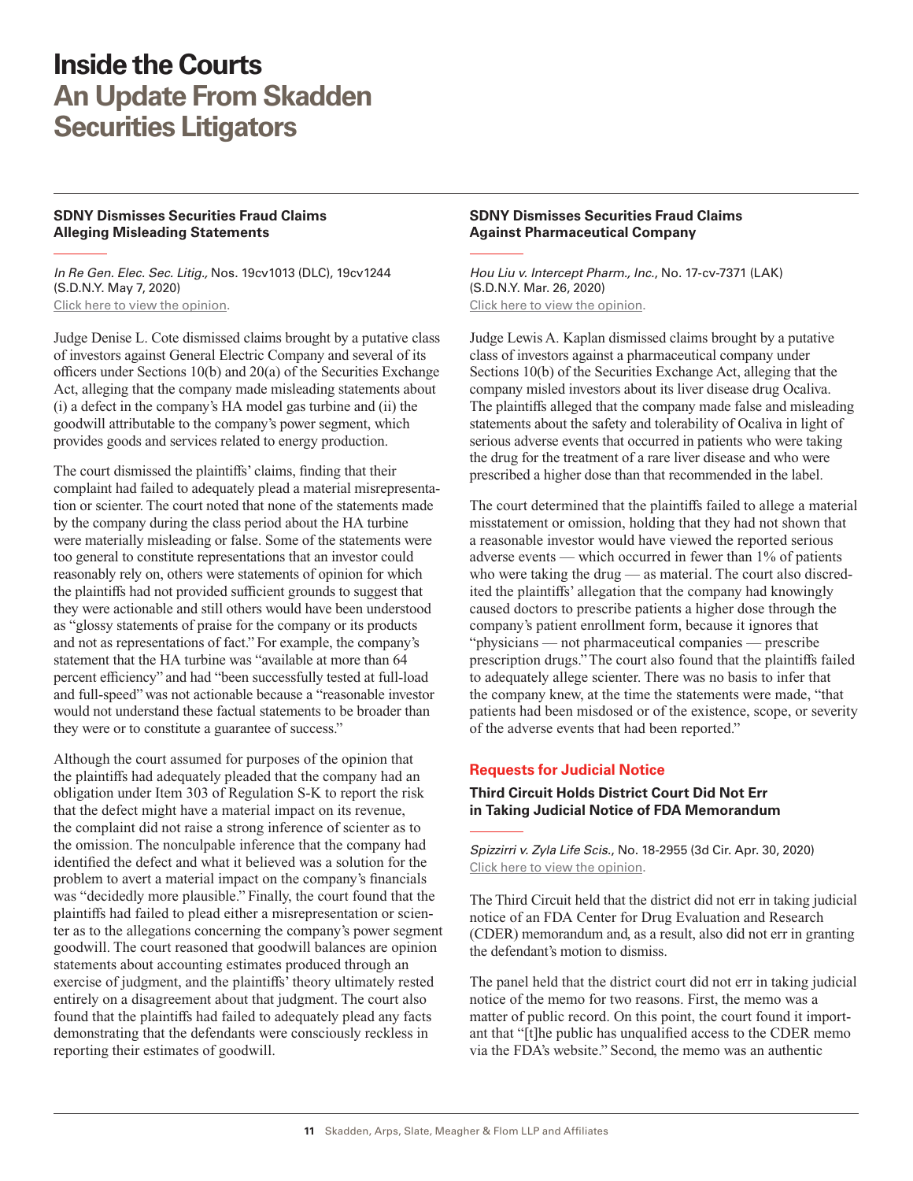# Inside the Courts
## An Update From Skadden Securities Litigators

### SDNY Dismisses Securities Fraud Claims Alleging Misleading Statements

*In Re Gen. Elec. Sec. Litig.,* Nos. 19cv1013 (DLC), 19cv1244 (S.D.N.Y. May 7, 2020)
Click here to view the opinion.

Judge Denise L. Cote dismissed claims brought by a putative class of investors against General Electric Company and several of its officers under Sections 10(b) and 20(a) of the Securities Exchange Act, alleging that the company made misleading statements about (i) a defect in the company's HA model gas turbine and (ii) the goodwill attributable to the company's power segment, which provides goods and services related to energy production.

The court dismissed the plaintiffs' claims, finding that their complaint had failed to adequately plead a material misrepresentation or scienter. The court noted that none of the statements made by the company during the class period about the HA turbine were materially misleading or false. Some of the statements were too general to constitute representations that an investor could reasonably rely on, others were statements of opinion for which the plaintiffs had not provided sufficient grounds to suggest that they were actionable and still others would have been understood as "glossy statements of praise for the company or its products and not as representations of fact." For example, the company's statement that the HA turbine was "available at more than 64 percent efficiency" and had "been successfully tested at full-load and full-speed" was not actionable because a "reasonable investor would not understand these factual statements to be broader than they were or to constitute a guarantee of success."

Although the court assumed for purposes of the opinion that the plaintiffs had adequately pleaded that the company had an obligation under Item 303 of Regulation S-K to report the risk that the defect might have a material impact on its revenue, the complaint did not raise a strong inference of scienter as to the omission. The nonculpable inference that the company had identified the defect and what it believed was a solution for the problem to avert a material impact on the company's financials was "decidedly more plausible." Finally, the court found that the plaintiffs had failed to plead either a misrepresentation or scienter as to the allegations concerning the company's power segment goodwill. The court reasoned that goodwill balances are opinion statements about accounting estimates produced through an exercise of judgment, and the plaintiffs' theory ultimately rested entirely on a disagreement about that judgment. The court also found that the plaintiffs had failed to adequately plead any facts demonstrating that the defendants were consciously reckless in reporting their estimates of goodwill.

### SDNY Dismisses Securities Fraud Claims Against Pharmaceutical Company

*Hou Liu v. Intercept Pharm., Inc.*, No. 17-cv-7371 (LAK) (S.D.N.Y. Mar. 26, 2020)
Click here to view the opinion.

Judge Lewis A. Kaplan dismissed claims brought by a putative class of investors against a pharmaceutical company under Sections 10(b) of the Securities Exchange Act, alleging that the company misled investors about its liver disease drug Ocaliva. The plaintiffs alleged that the company made false and misleading statements about the safety and tolerability of Ocaliva in light of serious adverse events that occurred in patients who were taking the drug for the treatment of a rare liver disease and who were prescribed a higher dose than that recommended in the label.

The court determined that the plaintiffs failed to allege a material misstatement or omission, holding that they had not shown that a reasonable investor would have viewed the reported serious adverse events — which occurred in fewer than 1% of patients who were taking the drug — as material. The court also discredited the plaintiffs' allegation that the company had knowingly caused doctors to prescribe patients a higher dose through the company's patient enrollment form, because it ignores that "physicians — not pharmaceutical companies — prescribe prescription drugs." The court also found that the plaintiffs failed to adequately allege scienter. There was no basis to infer that the company knew, at the time the statements were made, "that patients had been misdosed or of the existence, scope, or severity of the adverse events that had been reported."

## Requests for Judicial Notice

### Third Circuit Holds District Court Did Not Err in Taking Judicial Notice of FDA Memorandum

*Spizzirri v. Zyla Life Scis.*, No. 18-2955 (3d Cir. Apr. 30, 2020)
Click here to view the opinion.

The Third Circuit held that the district did not err in taking judicial notice of an FDA Center for Drug Evaluation and Research (CDER) memorandum and, as a result, also did not err in granting the defendant's motion to dismiss.

The panel held that the district court did not err in taking judicial notice of the memo for two reasons. First, the memo was a matter of public record. On this point, the court found it important that "[t]he public has unqualified access to the CDER memo via the FDA's website." Second, the memo was an authentic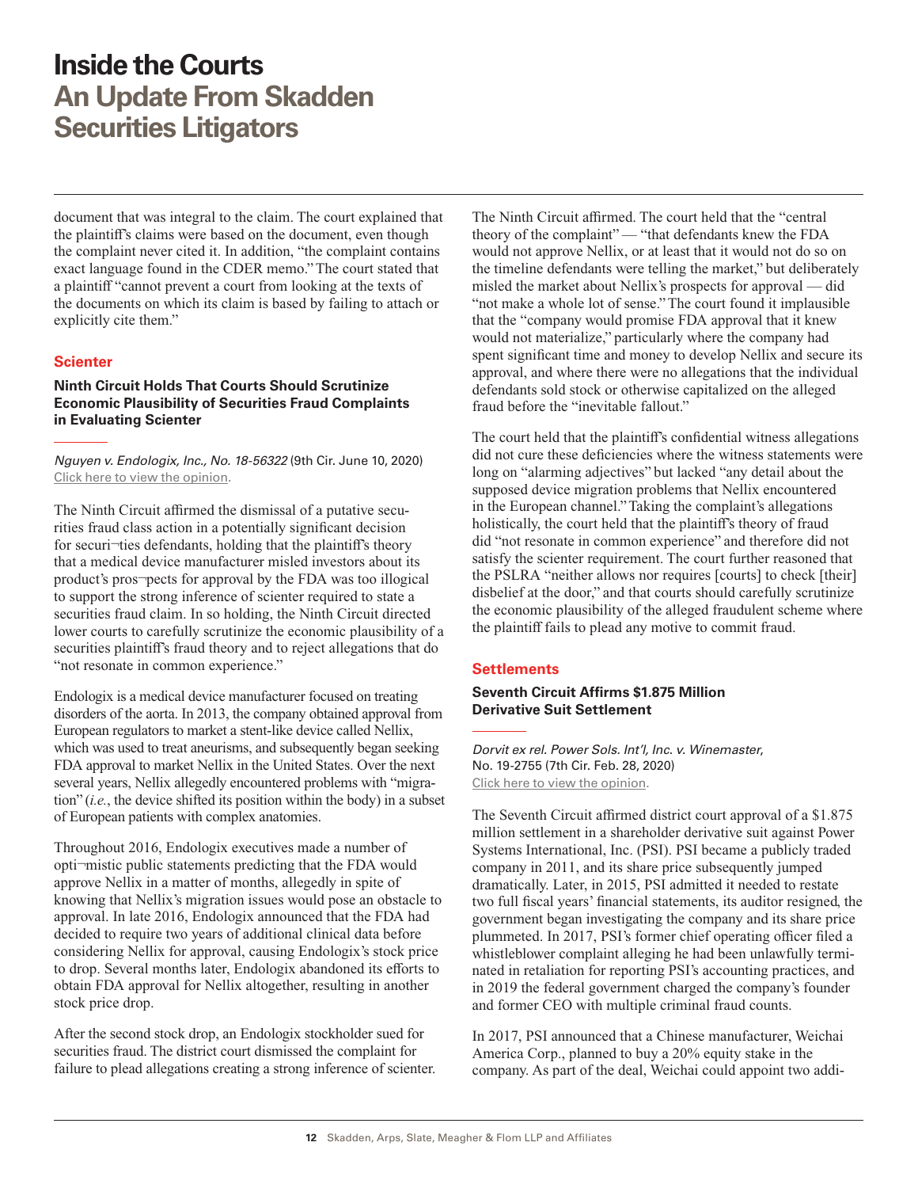document that was integral to the claim. The court explained that the plaintiff's claims were based on the document, even though the complaint never cited it. In addition, "the complaint contains exact language found in the CDER memo." The court stated that a plaintiff "cannot prevent a court from looking at the texts of the documents on which its claim is based by failing to attach or explicitly cite them."

## Scienter

### Ninth Circuit Holds That Courts Should Scrutinize Economic Plausibility of Securities Fraud Complaints in Evaluating Scienter

*Nguyen v. Endologix, Inc., No. 18-56322* (9th Cir. June 10, 2020)
Click here to view the opinion.

The Ninth Circuit affirmed the dismissal of a putative securities fraud class action in a potentially significant decision for securities defendants, holding that the plaintiff's theory that a medical device manufacturer misled investors about its product's prospects for approval by the FDA was too illogical to support the strong inference of scienter required to state a securities fraud claim. In so holding, the Ninth Circuit directed lower courts to carefully scrutinize the economic plausibility of a securities plaintiff's fraud theory and to reject allegations that do "not resonate in common experience."

Endologix is a medical device manufacturer focused on treating disorders of the aorta. In 2013, the company obtained approval from European regulators to market a stent-like device called Nellix, which was used to treat aneurisms, and subsequently began seeking FDA approval to market Nellix in the United States. Over the next several years, Nellix allegedly encountered problems with "migration" (*i.e.*, the device shifted its position within the body) in a subset of European patients with complex anatomies.

Throughout 2016, Endologix executives made a number of optimistic public statements predicting that the FDA would approve Nellix in a matter of months, allegedly in spite of knowing that Nellix's migration issues would pose an obstacle to approval. In late 2016, Endologix announced that the FDA had decided to require two years of additional clinical data before considering Nellix for approval, causing Endologix's stock price to drop. Several months later, Endologix abandoned its efforts to obtain FDA approval for Nellix altogether, resulting in another stock price drop.

After the second stock drop, an Endologix stockholder sued for securities fraud. The district court dismissed the complaint for failure to plead allegations creating a strong inference of scienter. The Ninth Circuit affirmed. The court held that the "central theory of the complaint" — "that defendants knew the FDA would not approve Nellix, or at least that it would not do so on the timeline defendants were telling the market," but deliberately misled the market about Nellix's prospects for approval — did "not make a whole lot of sense." The court found it implausible that the "company would promise FDA approval that it knew would not materialize," particularly where the company had spent significant time and money to develop Nellix and secure its approval, and where there were no allegations that the individual defendants sold stock or otherwise capitalized on the alleged fraud before the "inevitable fallout."

The court held that the plaintiff's confidential witness allegations did not cure these deficiencies where the witness statements were long on "alarming adjectives" but lacked "any detail about the supposed device migration problems that Nellix encountered in the European channel." Taking the complaint's allegations holistically, the court held that the plaintiff's theory of fraud did "not resonate in common experience" and therefore did not satisfy the scienter requirement. The court further reasoned that the PSLRA "neither allows nor requires [courts] to check [their] disbelief at the door," and that courts should carefully scrutinize the economic plausibility of the alleged fraudulent scheme where the plaintiff fails to plead any motive to commit fraud.

## Settlements

### Seventh Circuit Affirms $1.875 Million Derivative Suit Settlement

*Dorvit ex rel. Power Sols. Int'l, Inc. v. Winemaster,*
No. 19-2755 (7th Cir. Feb. 28, 2020)
Click here to view the opinion.

The Seventh Circuit affirmed district court approval of a $1.875 million settlement in a shareholder derivative suit against Power Systems International, Inc. (PSI). PSI became a publicly traded company in 2011, and its share price subsequently jumped dramatically. Later, in 2015, PSI admitted it needed to restate two full fiscal years' financial statements, its auditor resigned, the government began investigating the company and its share price plummeted. In 2017, PSI's former chief operating officer filed a whistleblower complaint alleging he had been unlawfully terminated in retaliation for reporting PSI's accounting practices, and in 2019 the federal government charged the company's founder and former CEO with multiple criminal fraud counts.

In 2017, PSI announced that a Chinese manufacturer, Weichai America Corp., planned to buy a 20% equity stake in the company. As part of the deal, Weichai could appoint two addi-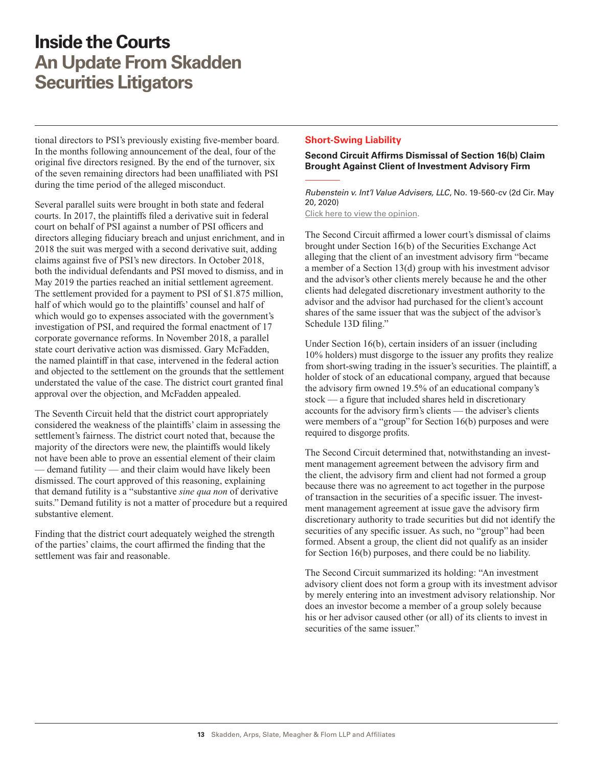tional directors to PSI's previously existing five-member board. In the months following announcement of the deal, four of the original five directors resigned. By the end of the turnover, six of the seven remaining directors had been unaffiliated with PSI during the time period of the alleged misconduct.

Several parallel suits were brought in both state and federal courts. In 2017, the plaintiffs filed a derivative suit in federal court on behalf of PSI against a number of PSI officers and directors alleging fiduciary breach and unjust enrichment, and in 2018 the suit was merged with a second derivative suit, adding claims against five of PSI's new directors. In October 2018, both the individual defendants and PSI moved to dismiss, and in May 2019 the parties reached an initial settlement agreement. The settlement provided for a payment to PSI of $1.875 million, half of which would go to the plaintiffs' counsel and half of which would go to expenses associated with the government's investigation of PSI, and required the formal enactment of 17 corporate governance reforms. In November 2018, a parallel state court derivative action was dismissed. Gary McFadden, the named plaintiff in that case, intervened in the federal action and objected to the settlement on the grounds that the settlement understated the value of the case. The district court granted final approval over the objection, and McFadden appealed.

The Seventh Circuit held that the district court appropriately considered the weakness of the plaintiffs' claim in assessing the settlement's fairness. The district court noted that, because the majority of the directors were new, the plaintiffs would likely not have been able to prove an essential element of their claim — demand futility — and their claim would have likely been dismissed. The court approved of this reasoning, explaining that demand futility is a "substantive *sine qua non* of derivative suits." Demand futility is not a matter of procedure but a required substantive element.

Finding that the district court adequately weighed the strength of the parties' claims, the court affirmed the finding that the settlement was fair and reasonable.

## Short-Swing Liability

### Second Circuit Affirms Dismissal of Section 16(b) Claim Brought Against Client of Investment Advisory Firm

*Rubenstein v. Int'l Value Advisers, LLC*, No. 19-560-cv (2d Cir. May 20, 2020)

Click here to view the opinion.

The Second Circuit affirmed a lower court's dismissal of claims brought under Section 16(b) of the Securities Exchange Act alleging that the client of an investment advisory firm "became a member of a Section 13(d) group with his investment advisor and the advisor's other clients merely because he and the other clients had delegated discretionary investment authority to the advisor and the advisor had purchased for the client's account shares of the same issuer that was the subject of the advisor's Schedule 13D filing."

Under Section 16(b), certain insiders of an issuer (including 10% holders) must disgorge to the issuer any profits they realize from short-swing trading in the issuer's securities. The plaintiff, a holder of stock of an educational company, argued that because the advisory firm owned 19.5% of an educational company's stock — a figure that included shares held in discretionary accounts for the advisory firm's clients — the adviser's clients were members of a "group" for Section 16(b) purposes and were required to disgorge profits.

The Second Circuit determined that, notwithstanding an investment management agreement between the advisory firm and the client, the advisory firm and client had not formed a group because there was no agreement to act together in the purpose of transaction in the securities of a specific issuer. The investment management agreement at issue gave the advisory firm discretionary authority to trade securities but did not identify the securities of any specific issuer. As such, no "group" had been formed. Absent a group, the client did not qualify as an insider for Section 16(b) purposes, and there could be no liability.

The Second Circuit summarized its holding: "An investment advisory client does not form a group with its investment advisor by merely entering into an investment advisory relationship. Nor does an investor become a member of a group solely because his or her advisor caused other (or all) of its clients to invest in securities of the same issuer."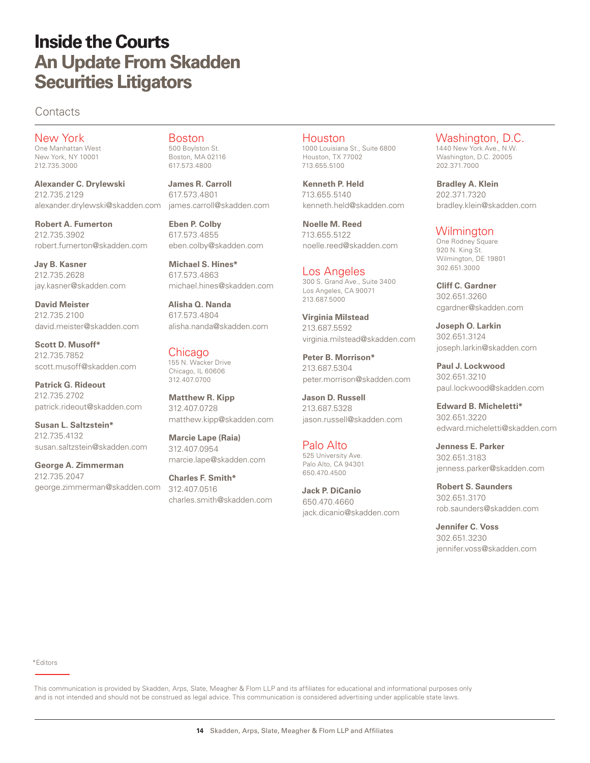# Inside the Courts
## An Update From Skadden Securities Litigators

### Contacts

### New York
One Manhattan West
New York, NY 10001
212.735.3000

**Alexander C. Drylewski**
212.735.2129
alexander.drylewski@skadden.com

**Robert A. Fumerton**
212.735.3902
robert.fumerton@skadden.com

**Jay B. Kasner**
212.735.2628
jay.kasner@skadden.com

**David Meister**
212.735.2100
david.meister@skadden.com

**Scott D. Musoff***
212.735.7852
scott.musoff@skadden.com

**Patrick G. Rideout**
212.735.2702
patrick.rideout@skadden.com

**Susan L. Saltzstein***
212.735.4132
susan.saltzstein@skadden.com

**George A. Zimmerman**
212.735.2047
george.zimmerman@skadden.com

### Boston
500 Boylston St.
Boston, MA 02116
617.573.4800

**James R. Carroll**
617.573.4801
james.carroll@skadden.com

**Eben P. Colby**
617.573.4855
eben.colby@skadden.com

**Michael S. Hines***
617.573.4863
michael.hines@skadden.com

**Alisha Q. Nanda**
617.573.4804
alisha.nanda@skadden.com

### Chicago
155 N. Wacker Drive
Chicago, IL 60606
312.407.0700

**Matthew R. Kipp**
312.407.0728
matthew.kipp@skadden.com

**Marcie Lape (Raia)**
312.407.0954
marcie.lape@skadden.com

**Charles F. Smith***
312.407.0516
charles.smith@skadden.com

### Houston
1000 Louisiana St., Suite 6800
Houston, TX 77002
713.655.5100

**Kenneth P. Held**
713.655.5140
kenneth.held@skadden.com

**Noelle M. Reed**
713.655.5122
noelle.reed@skadden.com

### Los Angeles
300 S. Grand Ave., Suite 3400
Los Angeles, CA 90071
213.687.5000

**Virginia Milstead**
213.687.5592
virginia.milstead@skadden.com

**Peter B. Morrison***
213.687.5304
peter.morrison@skadden.com

**Jason D. Russell**
213.687.5328
jason.russell@skadden.com

### Palo Alto
525 University Ave.
Palo Alto, CA 94301
650.470.4500

**Jack P. DiCanio**
650.470.4660
jack.dicanio@skadden.com

### Washington, D.C.
1440 New York Ave., N.W.
Washington, D.C. 20005
202.371.7000

**Bradley A. Klein**
202.371.7320
bradley.klein@skadden.com

### Wilmington
One Rodney Square
920 N. King St.
Wilmington, DE 19801
302.651.3000

**Cliff C. Gardner**
302.651.3260
cgardner@skadden.com

**Joseph O. Larkin**
302.651.3124
joseph.larkin@skadden.com

**Paul J. Lockwood**
302.651.3210
paul.lockwood@skadden.com

**Edward B. Micheletti***
302.651.3220
edward.micheletti@skadden.com

**Jenness E. Parker**
302.651.3183
jenness.parker@skadden.com

**Robert S. Saunders**
302.651.3170
rob.saunders@skadden.com

**Jennifer C. Voss**
302.651.3230
jennifer.voss@skadden.com

*Editors

This communication is provided by Skadden, Arps, Slate, Meagher & Flom LLP and its affiliates for educational and informational purposes only and is not intended and should not be construed as legal advice. This communication is considered advertising under applicable state laws.